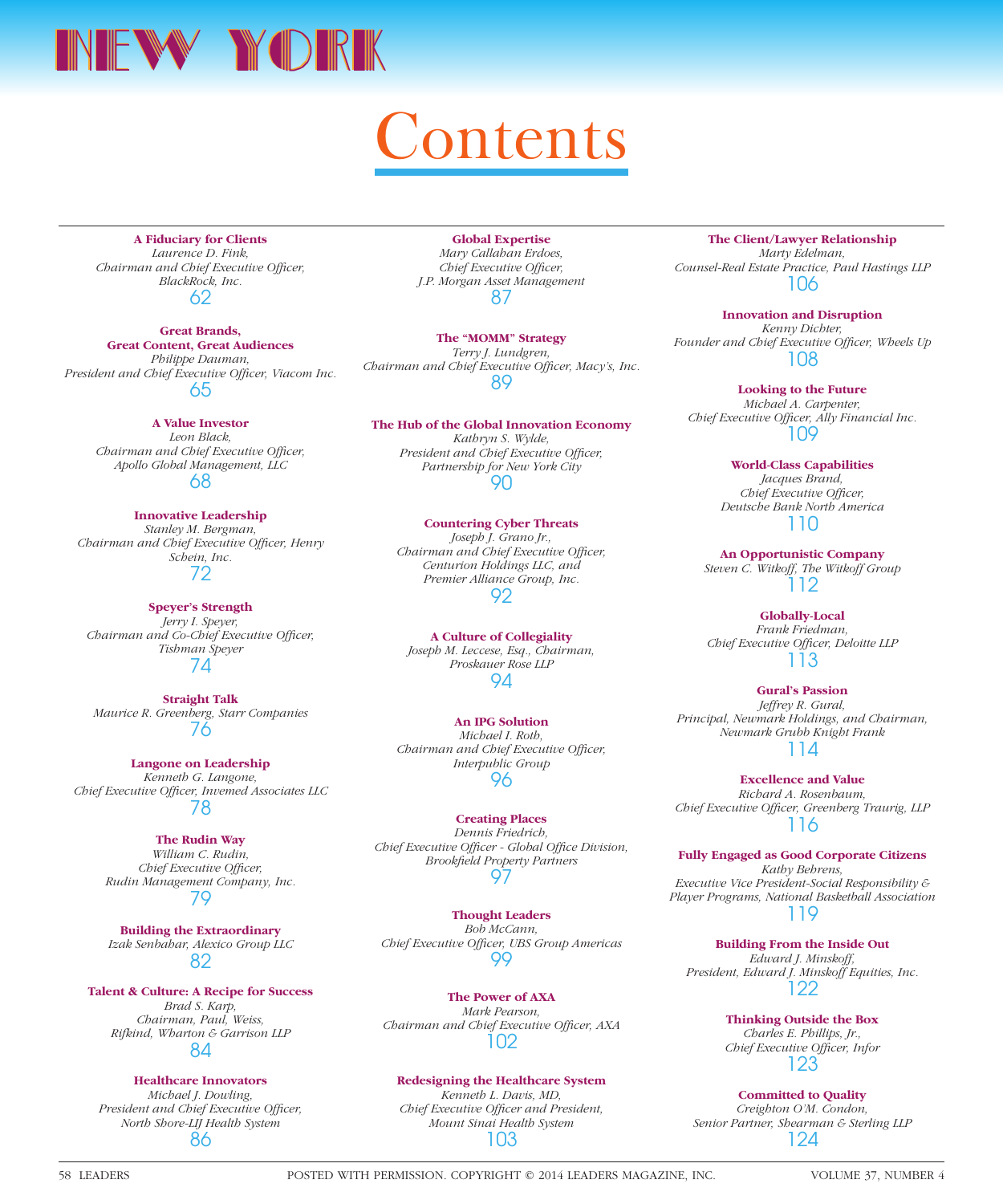# NEW YORK

# Contents

**A Fiduciary for Clients**
*Laurence D. Fink,*
*Chairman and Chief Executive Officer,*
*BlackRock, Inc.*
62

**Great Brands, Great Content, Great Audiences**
*Philippe Dauman,*
*President and Chief Executive Officer, Viacom Inc.*
65

**A Value Investor**
*Leon Black,*
*Chairman and Chief Executive Officer,*
*Apollo Global Management, LLC*
68

**Innovative Leadership**
*Stanley M. Bergman,*
*Chairman and Chief Executive Officer, Henry Schein, Inc.*
72

**Speyer's Strength**
*Jerry I. Speyer,*
*Chairman and Co-Chief Executive Officer,*
*Tishman Speyer*
74

**Straight Talk**
*Maurice R. Greenberg, Starr Companies*
76

**Langone on Leadership**
*Kenneth G. Langone,*
*Chief Executive Officer, Invemed Associates LLC*
78

**The Rudin Way**
*William C. Rudin,*
*Chief Executive Officer,*
*Rudin Management Company, Inc.*
79

**Building the Extraordinary**
*Izak Senbahar, Alexico Group LLC*
82

**Talent & Culture: A Recipe for Success**
*Brad S. Karp,*
*Chairman, Paul, Weiss,*
*Rifkind, Wharton & Garrison LLP*
84

**Healthcare Innovators**
*Michael J. Dowling,*
*President and Chief Executive Officer,*
*North Shore-LIJ Health System*
86

**Global Expertise**
*Mary Callahan Erdoes,*
*Chief Executive Officer,*
*J.P. Morgan Asset Management*
87

**The "MOMM" Strategy**
*Terry J. Lundgren,*
*Chairman and Chief Executive Officer, Macy's, Inc.*
89

**The Hub of the Global Innovation Economy**
*Kathryn S. Wylde,*
*President and Chief Executive Officer,*
*Partnership for New York City*
90

**Countering Cyber Threats**
*Joseph J. Grano Jr.,*
*Chairman and Chief Executive Officer,*
*Centurion Holdings LLC, and*
*Premier Alliance Group, Inc.*
92

**A Culture of Collegiality**
*Joseph M. Leccese, Esq., Chairman,*
*Proskauer Rose LLP*
94

**An IPG Solution**
*Michael I. Roth,*
*Chairman and Chief Executive Officer,*
*Interpublic Group*
96

**Creating Places**
*Dennis Friedrich,*
*Chief Executive Officer - Global Office Division,*
*Brookfield Property Partners*
97

**Thought Leaders**
*Bob McCann,*
*Chief Executive Officer, UBS Group Americas*
99

**The Power of AXA**
*Mark Pearson,*
*Chairman and Chief Executive Officer, AXA*
102

**Redesigning the Healthcare System**
*Kenneth L. Davis, MD,*
*Chief Executive Officer and President,*
*Mount Sinai Health System*
103

**The Client/Lawyer Relationship**
*Marty Edelman,*
*Counsel-Real Estate Practice, Paul Hastings LLP*
106

**Innovation and Disruption**
*Kenny Dichter,*
*Founder and Chief Executive Officer, Wheels Up*
108

**Looking to the Future**
*Michael A. Carpenter,*
*Chief Executive Officer, Ally Financial Inc.*
109

**World-Class Capabilities**
*Jacques Brand,*
*Chief Executive Officer,*
*Deutsche Bank North America*
110

**An Opportunistic Company**
*Steven C. Witkoff, The Witkoff Group*
112

**Globally-Local**
*Frank Friedman,*
*Chief Executive Officer, Deloitte LLP*
113

**Gural's Passion**
*Jeffrey R. Gural,*
*Principal, Newmark Holdings, and Chairman,*
*Newmark Grubb Knight Frank*
114

**Excellence and Value**
*Richard A. Rosenbaum,*
*Chief Executive Officer, Greenberg Traurig, LLP*
116

**Fully Engaged as Good Corporate Citizens**
*Kathy Behrens,*
*Executive Vice President-Social Responsibility & Player Programs, National Basketball Association*
119

**Building From the Inside Out**
*Edward J. Minskoff,*
*President, Edward J. Minskoff Equities, Inc.*
122

**Thinking Outside the Box**
*Charles E. Phillips, Jr.,*
*Chief Executive Officer, Infor*
123

**Committed to Quality**
*Creighton O'M. Condon,*
*Senior Partner, Shearman & Sterling LLP*
124

POSTED WITH PERMISSION. COPYRIGHT © 2014 LEADERS MAGAZINE, INC.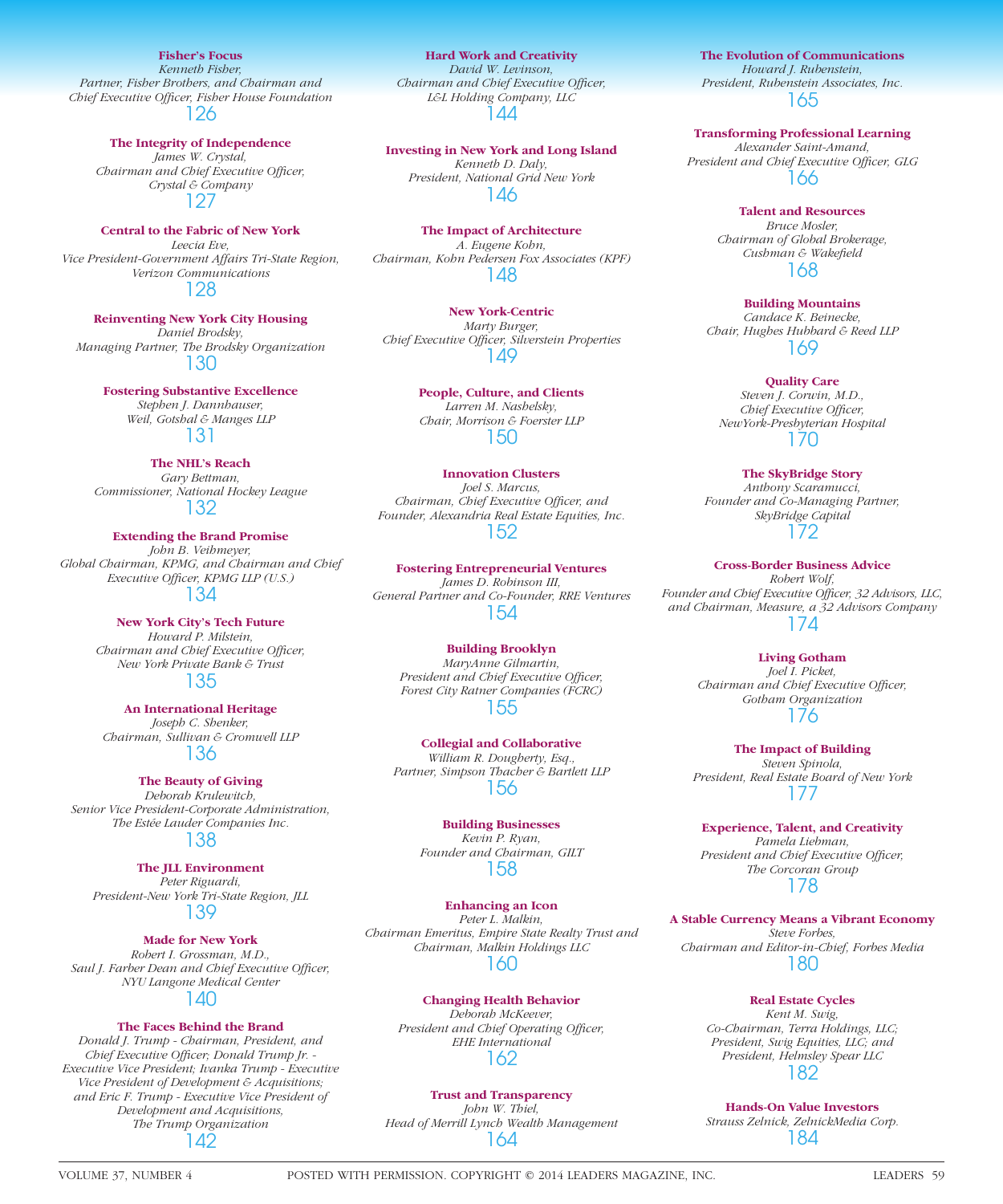**Fisher's Focus**
*Kenneth Fisher,*
*Partner, Fisher Brothers, and Chairman and Chief Executive Officer, Fisher House Foundation*
126

**The Integrity of Independence**
*James W. Crystal,*
*Chairman and Chief Executive Officer, Crystal & Company*
127

**Central to the Fabric of New York**
*Leecia Eve,*
*Vice President-Government Affairs Tri-State Region, Verizon Communications*
128

**Reinventing New York City Housing**
*Daniel Brodsky,*
*Managing Partner, The Brodsky Organization*
130

**Fostering Substantive Excellence**
*Stephen J. Dannhauser,*
*Weil, Gotshal & Manges LLP*
131

**The NHL's Reach**
*Gary Bettman,*
*Commissioner, National Hockey League*
132

**Extending the Brand Promise**
*John B. Veihmeyer,*
*Global Chairman, KPMG, and Chairman and Chief Executive Officer, KPMG LLP (U.S.)*
134

**New York City's Tech Future**
*Howard P. Milstein,*
*Chairman and Chief Executive Officer, New York Private Bank & Trust*
135

**An International Heritage**
*Joseph C. Shenker,*
*Chairman, Sullivan & Cromwell LLP*
136

**The Beauty of Giving**
*Deborah Krulewitch,*
*Senior Vice President-Corporate Administration, The Estée Lauder Companies Inc.*
138

**The JLL Environment**
*Peter Riguardi,*
*President-New York Tri-State Region, JLL*
139

**Made for New York**
*Robert I. Grossman, M.D.,*
*Saul J. Farber Dean and Chief Executive Officer, NYU Langone Medical Center*
140

**The Faces Behind the Brand**
*Donald J. Trump - Chairman, President, and Chief Executive Officer; Donald Trump Jr. - Executive Vice President; Ivanka Trump - Executive Vice President of Development & Acquisitions; and Eric F. Trump - Executive Vice President of Development and Acquisitions, The Trump Organization*
142

**Hard Work and Creativity**
*David W. Levinson,*
*Chairman and Chief Executive Officer, L&L Holding Company, LLC*
144

**Investing in New York and Long Island**
*Kenneth D. Daly,*
*President, National Grid New York*
146

**The Impact of Architecture**
*A. Eugene Kohn,*
*Chairman, Kohn Pedersen Fox Associates (KPF)*
148

**New York-Centric**
*Marty Burger,*
*Chief Executive Officer, Silverstein Properties*
149

**People, Culture, and Clients**
*Larren M. Nashelsky,*
*Chair, Morrison & Foerster LLP*
150

**Innovation Clusters**
*Joel S. Marcus,*
*Chairman, Chief Executive Officer, and Founder, Alexandria Real Estate Equities, Inc.*
152

**Fostering Entrepreneurial Ventures**
*James D. Robinson III,*
*General Partner and Co-Founder, RRE Ventures*
154

**Building Brooklyn**
*MaryAnne Gilmartin,*
*President and Chief Executive Officer, Forest City Ratner Companies (FCRC)*
155

**Collegial and Collaborative**
*William R. Dougherty, Esq.,*
*Partner, Simpson Thacher & Bartlett LLP*
156

**Building Businesses**
*Kevin P. Ryan,*
*Founder and Chairman, GILT*
158

**Enhancing an Icon**
*Peter L. Malkin,*
*Chairman Emeritus, Empire State Realty Trust and Chairman, Malkin Holdings LLC*
160

**Changing Health Behavior**
*Deborah McKeever,*
*President and Chief Operating Officer, EHE International*
162

**Trust and Transparency**
*John W. Thiel,*
*Head of Merrill Lynch Wealth Management*
164

**The Evolution of Communications**
*Howard J. Rubenstein,*
*President, Rubenstein Associates, Inc.*
165

**Transforming Professional Learning**
*Alexander Saint-Amand,*
*President and Chief Executive Officer, GLG*
166

**Talent and Resources**
*Bruce Mosler,*
*Chairman of Global Brokerage, Cushman & Wakefield*
168

**Building Mountains**
*Candace K. Beinecke,*
*Chair, Hughes Hubbard & Reed LLP*
169

**Quality Care**
*Steven J. Corwin, M.D.,*
*Chief Executive Officer, NewYork-Presbyterian Hospital*
170

**The SkyBridge Story**
*Anthony Scaramucci,*
*Founder and Co-Managing Partner, SkyBridge Capital*
172

**Cross-Border Business Advice**
*Robert Wolf,*
*Founder and Chief Executive Officer, 32 Advisors, LLC, and Chairman, Measure, a 32 Advisors Company*
174

**Living Gotham**
*Joel I. Picket,*
*Chairman and Chief Executive Officer, Gotham Organization*
176

**The Impact of Building**
*Steven Spinola,*
*President, Real Estate Board of New York*
177

**Experience, Talent, and Creativity**
*Pamela Liebman,*
*President and Chief Executive Officer, The Corcoran Group*
178

**A Stable Currency Means a Vibrant Economy**
*Steve Forbes,*
*Chairman and Editor-in-Chief, Forbes Media*
180

**Real Estate Cycles**
*Kent M. Swig,*
*Co-Chairman, Terra Holdings, LLC; President, Swig Equities, LLC; and President, Helmsley Spear LLC*
182

**Hands-On Value Investors**
*Strauss Zelnick, ZelnickMedia Corp.*
184

POSTED WITH PERMISSION. COPYRIGHT © 2014 LEADERS MAGAZINE, INC.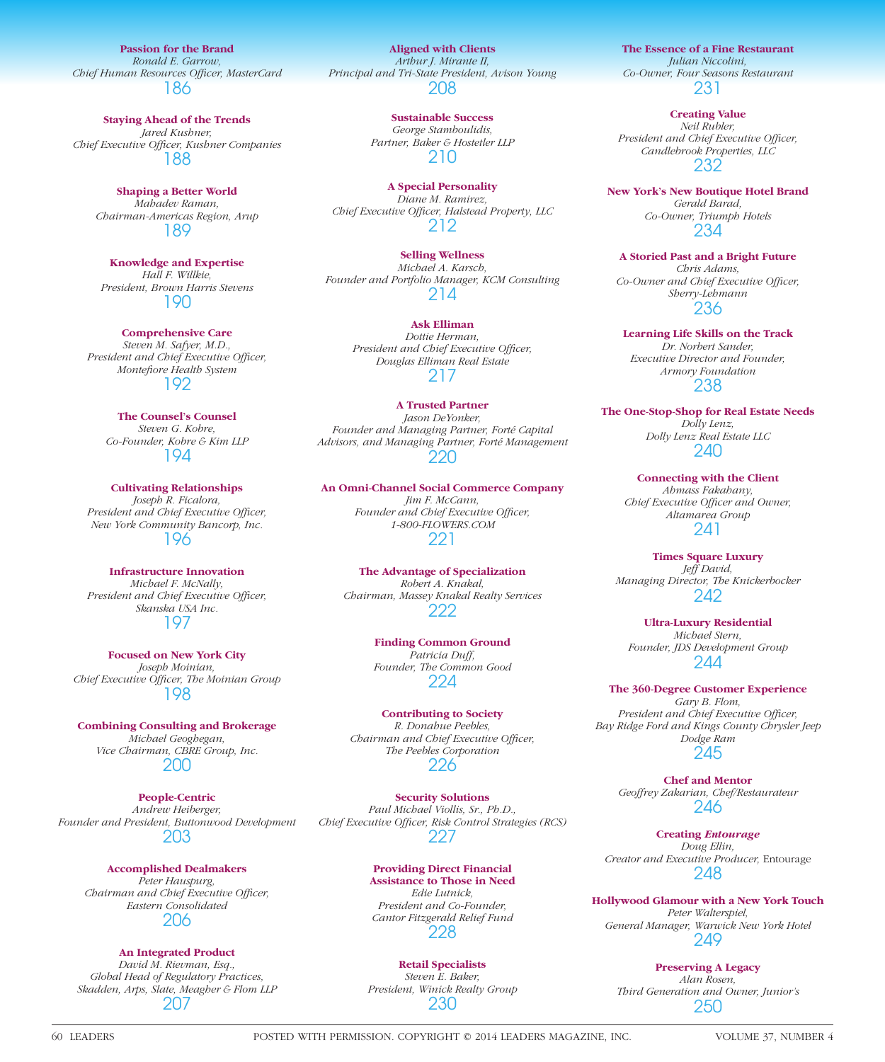**Passion for the Brand**
*Ronald E. Garrow,*
*Chief Human Resources Officer, MasterCard*
186

**Staying Ahead of the Trends**
*Jared Kushner,*
*Chief Executive Officer, Kushner Companies*
188

**Shaping a Better World**
*Mahadev Raman,*
*Chairman-Americas Region, Arup*
189

**Knowledge and Expertise**
*Hall F. Willkie,*
*President, Brown Harris Stevens*
190

**Comprehensive Care**
*Steven M. Safyer, M.D.,*
*President and Chief Executive Officer,*
*Montefiore Health System*
192

**The Counsel's Counsel**
*Steven G. Kobre,*
*Co-Founder, Kobre & Kim LLP*
194

**Cultivating Relationships**
*Joseph R. Ficalora,*
*President and Chief Executive Officer,*
*New York Community Bancorp, Inc.*
196

**Infrastructure Innovation**
*Michael F. McNally,*
*President and Chief Executive Officer,*
*Skanska USA Inc.*
197

**Focused on New York City**
*Joseph Moinian,*
*Chief Executive Officer, The Moinian Group*
198

**Combining Consulting and Brokerage**
*Michael Geoghegan,*
*Vice Chairman, CBRE Group, Inc.*
200

**People-Centric**
*Andrew Heiberger,*
*Founder and President, Buttonwood Development*
203

**Accomplished Dealmakers**
*Peter Hauspurg,*
*Chairman and Chief Executive Officer,*
*Eastern Consolidated*
206

**An Integrated Product**
*David M. Rievman, Esq.,*
*Global Head of Regulatory Practices,*
*Skadden, Arps, Slate, Meagher & Flom LLP*
207

**Aligned with Clients**
*Arthur J. Mirante II,*
*Principal and Tri-State President, Avison Young*
208

**Sustainable Success**
*George Stamboulidis,*
*Partner, Baker & Hostetler LLP*
210

**A Special Personality**
*Diane M. Ramirez,*
*Chief Executive Officer, Halstead Property, LLC*
212

**Selling Wellness**
*Michael A. Karsch,*
*Founder and Portfolio Manager, KCM Consulting*
214

**Ask Elliman**
*Dottie Herman,*
*President and Chief Executive Officer,*
*Douglas Elliman Real Estate*
217

**A Trusted Partner**
*Jason DeYonker,*
*Founder and Managing Partner, Forté Capital*
*Advisors, and Managing Partner, Forté Management*
220

**An Omni-Channel Social Commerce Company**
*Jim F. McCann,*
*Founder and Chief Executive Officer,*
*1-800-FLOWERS.COM*
221

**The Advantage of Specialization**
*Robert A. Knakal,*
*Chairman, Massey Knakal Realty Services*
222

**Finding Common Ground**
*Patricia Duff,*
*Founder, The Common Good*
224

**Contributing to Society**
*R. Donahue Peebles,*
*Chairman and Chief Executive Officer,*
*The Peebles Corporation*
226

**Security Solutions**
*Paul Michael Viollis, Sr., Ph.D.,*
*Chief Executive Officer, Risk Control Strategies (RCS)*
227

**Providing Direct Financial Assistance to Those in Need**
*Edie Lutnick,*
*President and Co-Founder,*
*Cantor Fitzgerald Relief Fund*
228

**Retail Specialists**
*Steven E. Baker,*
*President, Winick Realty Group*
230

**The Essence of a Fine Restaurant**
*Julian Niccolini,*
*Co-Owner, Four Seasons Restaurant*
231

**Creating Value**
*Neil Rubler,*
*President and Chief Executive Officer,*
*Candlebrook Properties, LLC*
232

**New York's New Boutique Hotel Brand**
*Gerald Barad,*
*Co-Owner, Triumph Hotels*
234

**A Storied Past and a Bright Future**
*Chris Adams,*
*Co-Owner and Chief Executive Officer,*
*Sherry-Lehmann*
236

**Learning Life Skills on the Track**
*Dr. Norbert Sander,*
*Executive Director and Founder,*
*Armory Foundation*
238

**The One-Stop-Shop for Real Estate Needs**
*Dolly Lenz,*
*Dolly Lenz Real Estate LLC*
240

**Connecting with the Client**
*Ahmass Fakahany,*
*Chief Executive Officer and Owner,*
*Altamarea Group*
241

**Times Square Luxury**
*Jeff David,*
*Managing Director, The Knickerbocker*
242

**Ultra-Luxury Residential**
*Michael Stern,*
*Founder, JDS Development Group*
244

**The 360-Degree Customer Experience**
*Gary B. Flom,*
*President and Chief Executive Officer,*
*Bay Ridge Ford and Kings County Chrysler Jeep Dodge Ram*
245

**Chef and Mentor**
*Geoffrey Zakarian, Chef/Restaurateur*
246

**Creating *Entourage***
*Doug Ellin,*
*Creator and Executive Producer,* Entourage
248

**Hollywood Glamour with a New York Touch**
*Peter Walterspiel,*
*General Manager, Warwick New York Hotel*
249

**Preserving A Legacy**
*Alan Rosen,*
*Third Generation and Owner, Junior's*
250

POSTED WITH PERMISSION. COPYRIGHT © 2014 LEADERS MAGAZINE, INC.